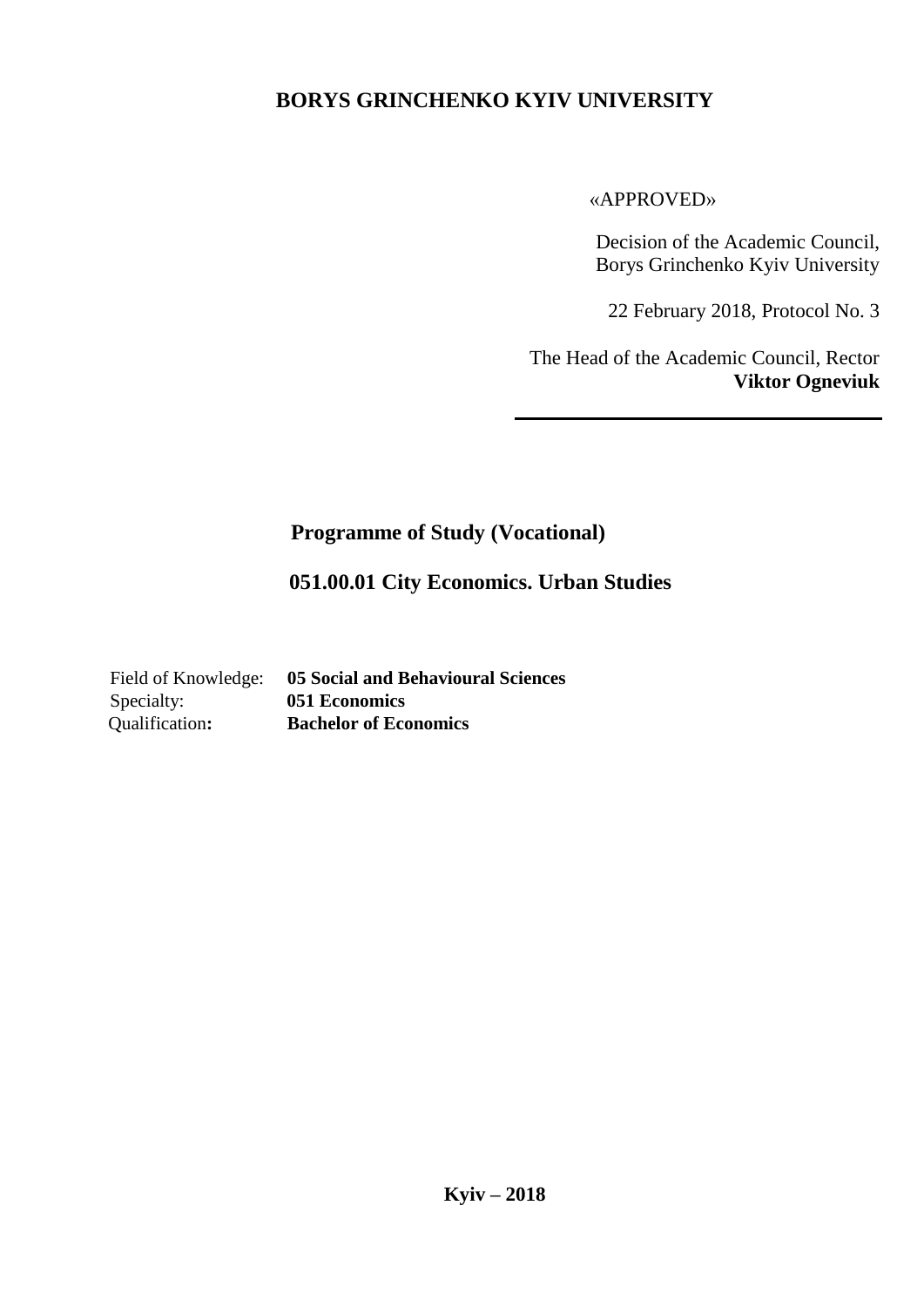**BORYS GRINCHENKO KYIV UNIVERSITY**

«APPROVED»

Decision of the Academic Council,
Borys Grinchenko Kyiv University

22 February 2018, Protocol No. 3

The Head of the Academic Council, Rector
**Viktor Ogneviuk**

---

# Programme of Study (Vocational)

## 051.00.01 City Economics. Urban Studies

| | |
|---|---|
| Field of Knowledge: | **05 Social and Behavioural Sciences** |
| Specialty: | **051 Economics** |
| Qualification**:** | **Bachelor of Economics** |

**Kyiv – 2018**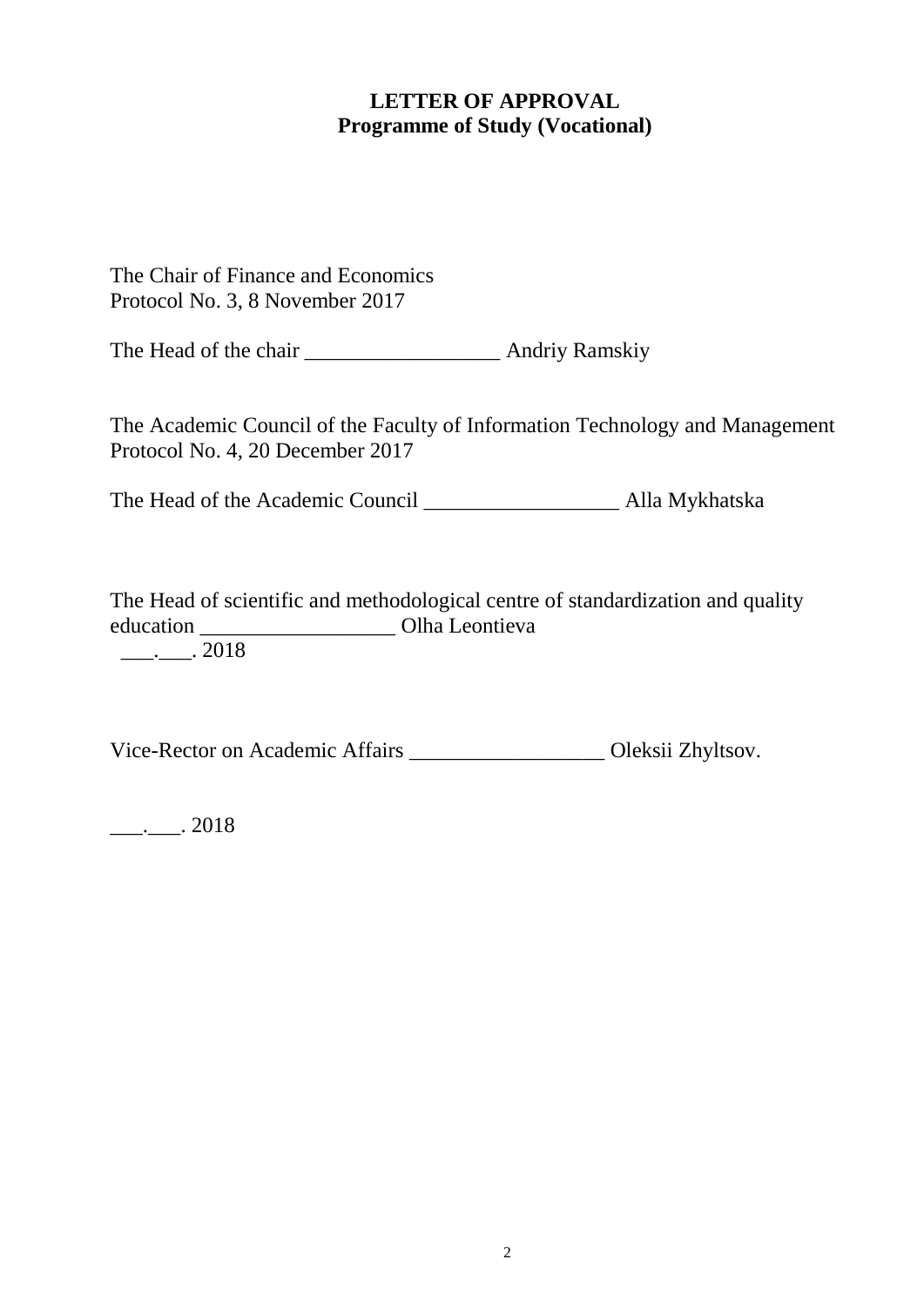**LETTER OF APPROVAL**
**Programme of Study (Vocational)**

The Chair of Finance and Economics
Protocol No. 3, 8 November 2017

The Head of the chair __________________ Andriy Ramskiy

The Academic Council of the Faculty of Information Technology and Management
Protocol No. 4, 20 December 2017

The Head of the Academic Council __________________ Alla Mykhatska

The Head of scientific and methodological centre of standardization and quality education __________________ Olha Leontieva
___.___. 2018

Vice-Rector on Academic Affairs __________________ Oleksii Zhyltsov.

___.___. 2018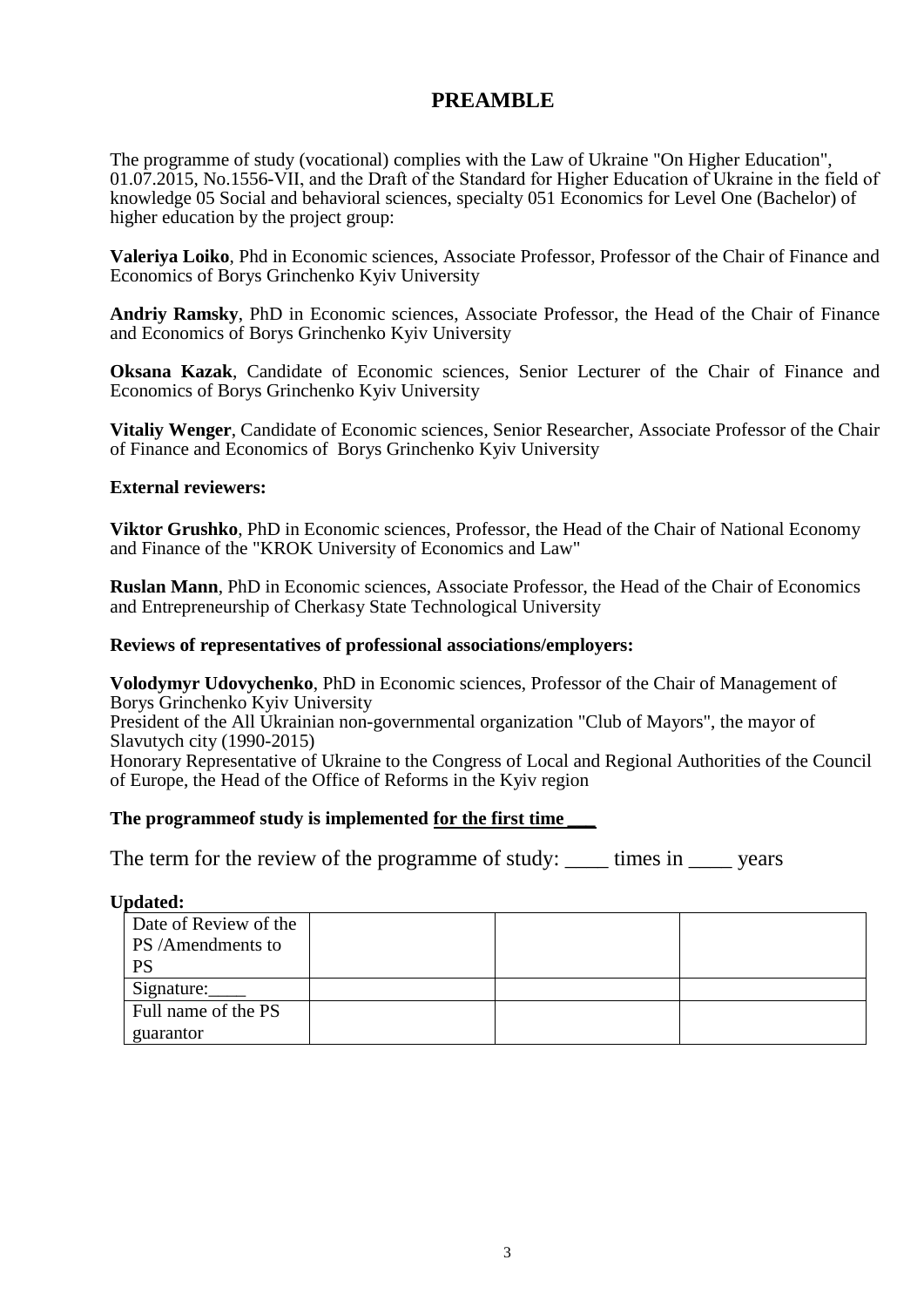# PREAMBLE

The programme of study (vocational) complies with the Law of Ukraine "On Higher Education", 01.07.2015, No.1556-VII, and the Draft of the Standard for Higher Education of Ukraine in the field of knowledge 05 Social and behavioral sciences, specialty 051 Economics for Level One (Bachelor) of higher education by the project group:

**Valeriya Loiko**, Phd in Economic sciences, Associate Professor, Professor of the Chair of Finance and Economics of Borys Grinchenko Kyiv University

**Andriy Ramsky**, PhD in Economic sciences, Associate Professor, the Head of the Chair of Finance and Economics of Borys Grinchenko Kyiv University

**Oksana Kazak**, Candidate of Economic sciences, Senior Lecturer of the Chair of Finance and Economics of Borys Grinchenko Kyiv University

**Vitaliy Wenger**, Candidate of Economic sciences, Senior Researcher, Associate Professor of the Chair of Finance and Economics of Borys Grinchenko Kyiv University

**External reviewers:**

**Viktor Grushko**, PhD in Economic sciences, Professor, the Head of the Chair of National Economy and Finance of the "KROK University of Economics and Law"

**Ruslan Mann**, PhD in Economic sciences, Associate Professor, the Head of the Chair of Economics and Entrepreneurship of Cherkasy State Technological University

**Reviews of representatives of professional associations/employers:**

**Volodymyr Udovychenko**, PhD in Economic sciences, Professor of the Chair of Management of Borys Grinchenko Kyiv University
President of the All Ukrainian non-governmental organization "Club of Mayors", the mayor of Slavutych city (1990-2015)
Honorary Representative of Ukraine to the Congress of Local and Regional Authorities of the Council of Europe, the Head of the Office of Reforms in the Kyiv region

**The programmeof study is implemented for the first time ___**

The term for the review of the programme of study: ____ times in ____ years

**Updated:**

| Date of Review of the PS /Amendments to PS | | | |
|---|---|---|---|
| Signature:____ | | | |
| Full name of the PS guarantor | | | |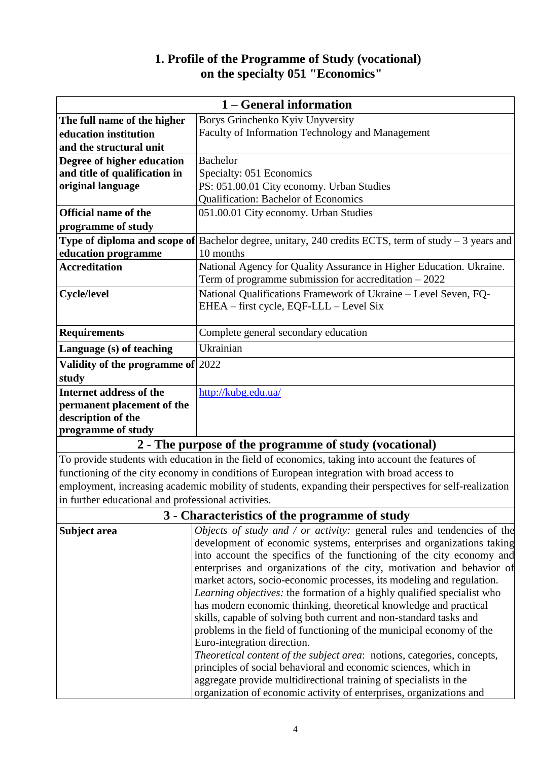# 1. Profile of the Programme of Study (vocational) on the specialty 051 "Economics"

| 1 – General information | |
|---|---|
| **The full name of the higher education institution and the structural unit** | Borys Grinchenko Kyiv Unyversity<br>Faculty of Information Technology and Management |
| **Degree of higher education and title of qualification in original language** | Bachelor<br>Specialty: 051 Economics<br>PS: 051.00.01 City economy. Urban Studies<br>Qualification: Bachelor of Economics |
| **Official name of the programme of study** | 051.00.01 City economy. Urban Studies |
| **Type of diploma and scope of education programme** | Bachelor degree, unitary, 240 credits ECTS, term of study – 3 years and 10 months |
| **Accreditation** | National Agency for Quality Assurance in Higher Education. Ukraine. Term of programme submission for accreditation – 2022 |
| **Cycle/level** | National Qualifications Framework of Ukraine – Level Seven, FQ-EHEA – first cycle, EQF-LLL – Level Six |
| **Requirements** | Complete general secondary education |
| **Language (s) of teaching** | Ukrainian |
| **Validity of the programme of study** | 2022 |
| **Internet address of the permanent placement of the description of the programme of study** | http://kubg.edu.ua/ |
| **2 - The purpose of the programme of study (vocational)** | |
| To provide students with education in the field of economics, taking into account the features of functioning of the city economy in conditions of European integration with broad access to employment, increasing academic mobility of students, expanding their perspectives for self-realization in further educational and professional activities. | |
| **3 - Characteristics of the programme of study** | |
| **Subject area** | *Objects of study and / or activity:* general rules and tendencies of the development of economic systems, enterprises and organizations taking into account the specifics of the functioning of the city economy and enterprises and organizations of the city, motivation and behavior of market actors, socio-economic processes, its modeling and regulation.<br>*Learning objectives:* the formation of a highly qualified specialist who has modern economic thinking, theoretical knowledge and practical skills, capable of solving both current and non-standard tasks and problems in the field of functioning of the municipal economy of the Euro-integration direction.<br>*Theoretical content of the subject area*: notions, categories, concepts, principles of social behavioral and economic sciences, which in aggregate provide multidirectional training of specialists in the organization of economic activity of enterprises, organizations and |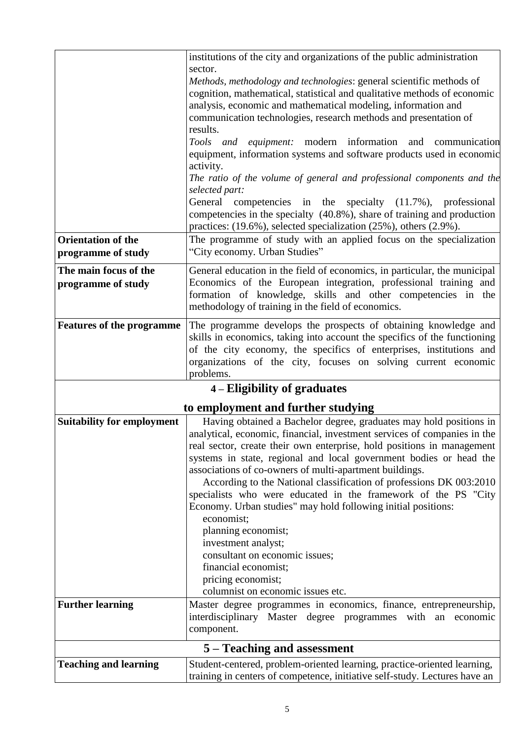| | |
|---|---|
| | institutions of the city and organizations of the public administration sector.<br>*Methods, methodology and technologies*: general scientific methods of cognition, mathematical, statistical and qualitative methods of economic analysis, economic and mathematical modeling, information and communication technologies, research methods and presentation of results.<br>*Tools and equipment:* modern information and communication equipment, information systems and software products used in economic activity.<br>*The ratio of the volume of general and professional components and the selected part:*<br>General competencies in the specialty (11.7%), professional competencies in the specialty (40.8%), share of training and production practices: (19.6%), selected specialization (25%), others (2.9%). |
| **Orientation of the programme of study** | The programme of study with an applied focus on the specialization "City economy. Urban Studies" |
| **The main focus of the programme of study** | General education in the field of economics, in particular, the municipal Economics of the European integration, professional training and formation of knowledge, skills and other competencies in the methodology of training in the field of economics. |
| **Features of the programme** | The programme develops the prospects of obtaining knowledge and skills in economics, taking into account the specifics of the functioning of the city economy, the specifics of enterprises, institutions and organizations of the city, focuses on solving current economic problems. |
| **4 – Eligibility of graduates to employment and further studying** | |
| **Suitability for employment** | Having obtained a Bachelor degree, graduates may hold positions in analytical, economic, financial, investment services of companies in the real sector, create their own enterprise, hold positions in management systems in state, regional and local government bodies or head the associations of co-owners of multi-apartment buildings.<br>According to the National classification of professions DK 003:2010 specialists who were educated in the framework of the PS "City Economy. Urban studies" may hold following initial positions:<br>economist;<br>planning economist;<br>investment analyst;<br>consultant on economic issues;<br>financial economist;<br>pricing economist;<br>columnist on economic issues etc. |
| **Further learning** | Master degree programmes in economics, finance, entrepreneurship, interdisciplinary Master degree programmes with an economic component. |
| **5 – Teaching and assessment** | |
| **Teaching and learning** | Student-centered, problem-oriented learning, practice-oriented learning, training in centers of competence, initiative self-study. Lectures have an |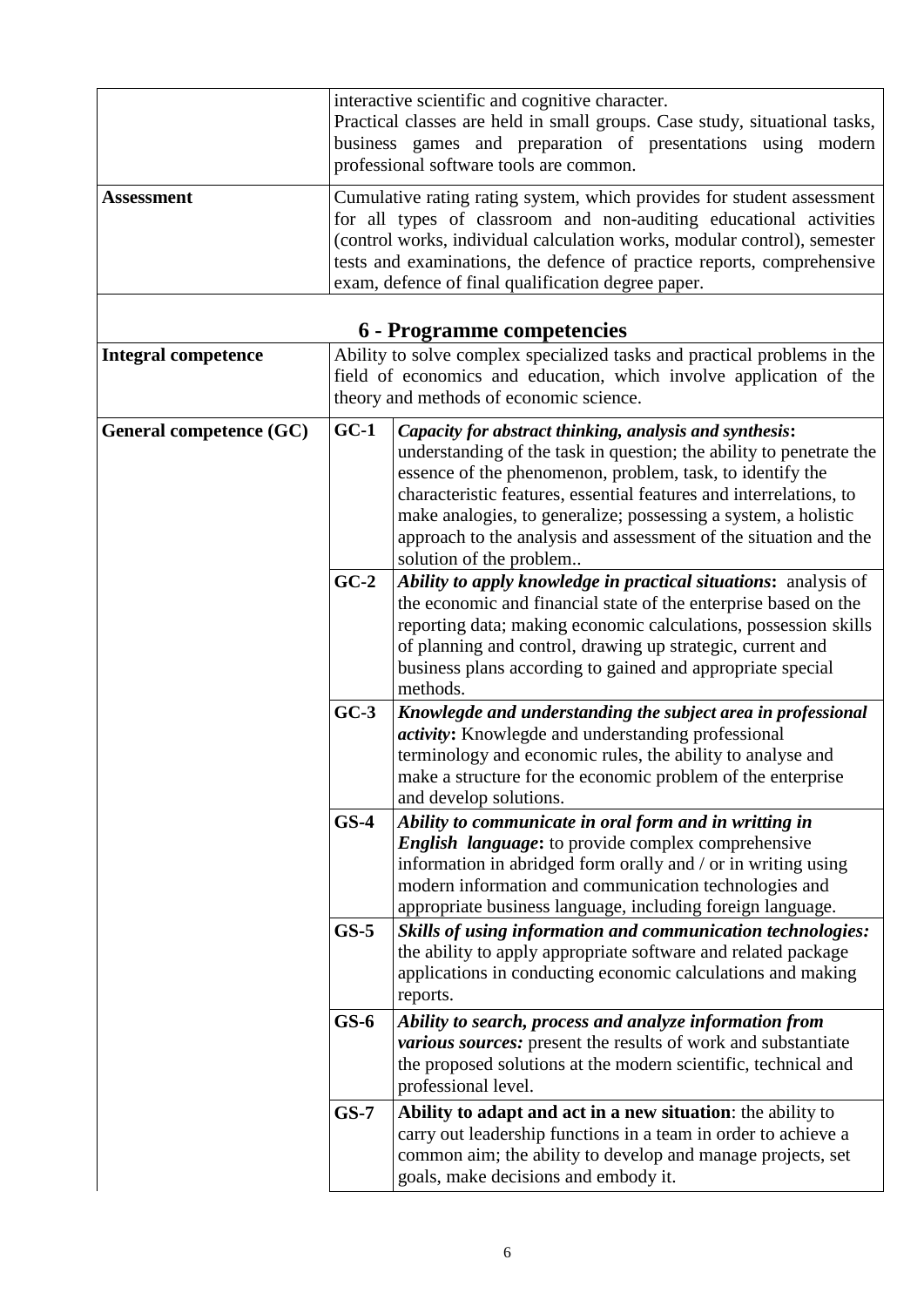| | |
|---|---|
| | interactive scientific and cognitive character.<br>Practical classes are held in small groups. Case study, situational tasks, business games and preparation of presentations using modern professional software tools are common. |
| **Assessment** | Cumulative rating rating system, which provides for student assessment for all types of classroom and non-auditing educational activities (control works, individual calculation works, modular control), semester tests and examinations, the defence of practice reports, comprehensive exam, defence of final qualification degree paper. |

## 6 - Programme competencies

| | | |
|---|---|---|
| **Integral competence** | Ability to solve complex specialized tasks and practical problems in the field of economics and education, which involve application of the theory and methods of economic science. | |
| **General competence (GC)** | **GC-1** | ***Capacity for abstract thinking, analysis and synthesis*:** understanding of the task in question; the ability to penetrate the essence of the phenomenon, problem, task, to identify the characteristic features, essential features and interrelations, to make analogies, to generalize; possessing a system, a holistic approach to the analysis and assessment of the situation and the solution of the problem.. |
| | **GC-2** | ***Ability to apply knowledge in practical situations*:** analysis of the economic and financial state of the enterprise based on the reporting data; making economic calculations, possession skills of planning and control, drawing up strategic, current and business plans according to gained and appropriate special methods. |
| | **GC-3** | ***Knowlegde and understanding the subject area in professional activity*:** Knowlegde and understanding professional terminology and economic rules, the ability to analyse and make a structure for the economic problem of the enterprise and develop solutions. |
| | **GS-4** | ***Ability to communicate in oral form and in writting in English language*:** to provide complex comprehensive information in abridged form orally and / or in writing using modern information and communication technologies and appropriate business language, including foreign language. |
| | **GS-5** | ***Skills of using information and communication technologies:*** the ability to apply appropriate software and related package applications in conducting economic calculations and making reports. |
| | **GS-6** | ***Ability to search, process and analyze information from various sources:*** present the results of work and substantiate the proposed solutions at the modern scientific, technical and professional level. |
| | **GS-7** | **Ability to adapt and act in a new situation**: the ability to carry out leadership functions in a team in order to achieve a common aim; the ability to develop and manage projects, set goals, make decisions and embody it. |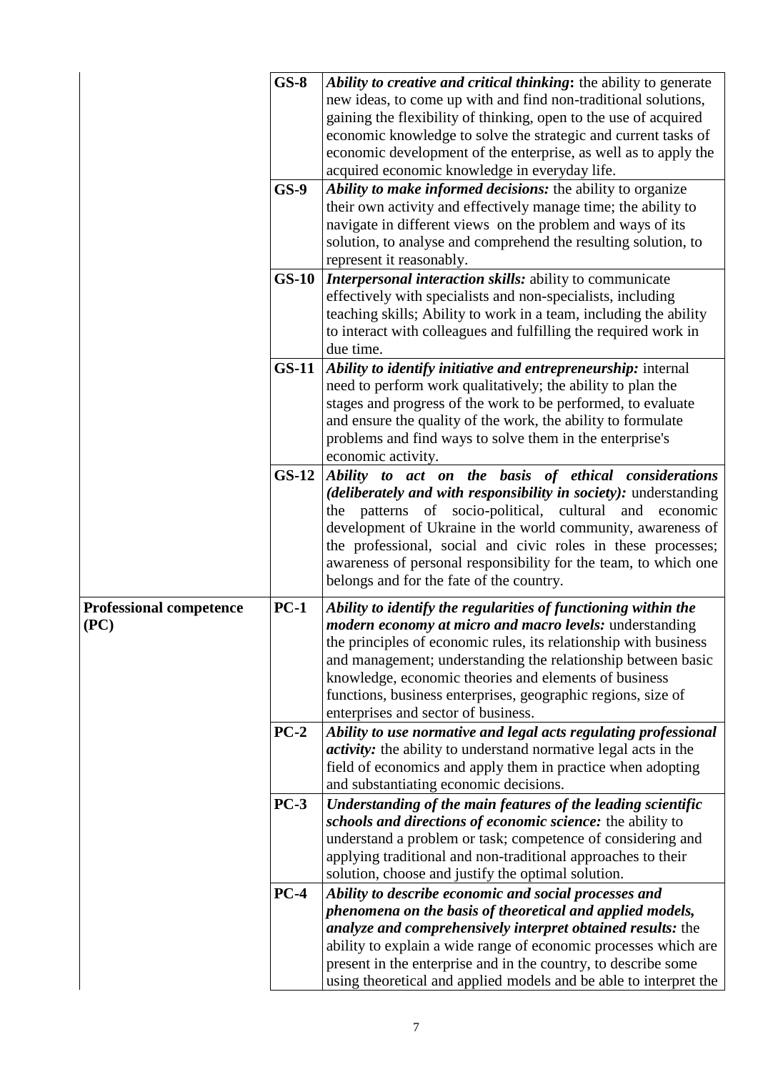| | | |
|---|---|---|
| | **GS-8** | ***Ability to creative and critical thinking*****:** the ability to generate new ideas, to come up with and find non-traditional solutions, gaining the flexibility of thinking, open to the use of acquired economic knowledge to solve the strategic and current tasks of economic development of the enterprise, as well as to apply the acquired economic knowledge in everyday life. |
| | **GS-9** | ***Ability to make informed decisions:*** the ability to organize their own activity and effectively manage time; the ability to navigate in different views on the problem and ways of its solution, to analyse and comprehend the resulting solution, to represent it reasonably. |
| | **GS-10** | ***Interpersonal interaction skills:*** ability to communicate effectively with specialists and non-specialists, including teaching skills; Ability to work in a team, including the ability to interact with colleagues and fulfilling the required work in due time. |
| | **GS-11** | ***Ability to identify initiative and entrepreneurship:*** internal need to perform work qualitatively; the ability to plan the stages and progress of the work to be performed, to evaluate and ensure the quality of the work, the ability to formulate problems and find ways to solve them in the enterprise's economic activity. |
| | **GS-12** | ***Ability to act on the basis of ethical considerations (deliberately and with responsibility in society):*** understanding the patterns of socio-political, cultural and economic development of Ukraine in the world community, awareness of the professional, social and civic roles in these processes; awareness of personal responsibility for the team, to which one belongs and for the fate of the country. |
| **Professional competence (PC)** | **PC-1** | ***Ability to identify the regularities of functioning within the modern economy at micro and macro levels:*** understanding the principles of economic rules, its relationship with business and management; understanding the relationship between basic knowledge, economic theories and elements of business functions, business enterprises, geographic regions, size of enterprises and sector of business. |
| | **PC-2** | ***Ability to use normative and legal acts regulating professional activity:*** the ability to understand normative legal acts in the field of economics and apply them in practice when adopting and substantiating economic decisions. |
| | **PC-3** | ***Understanding of the main features of the leading scientific schools and directions of economic science:*** the ability to understand a problem or task; competence of considering and applying traditional and non-traditional approaches to their solution, choose and justify the optimal solution. |
| | **PC-4** | ***Ability to describe economic and social processes and phenomena on the basis of theoretical and applied models, analyze and comprehensively interpret obtained results:*** the ability to explain a wide range of economic processes which are present in the enterprise and in the country, to describe some using theoretical and applied models and be able to interpret the |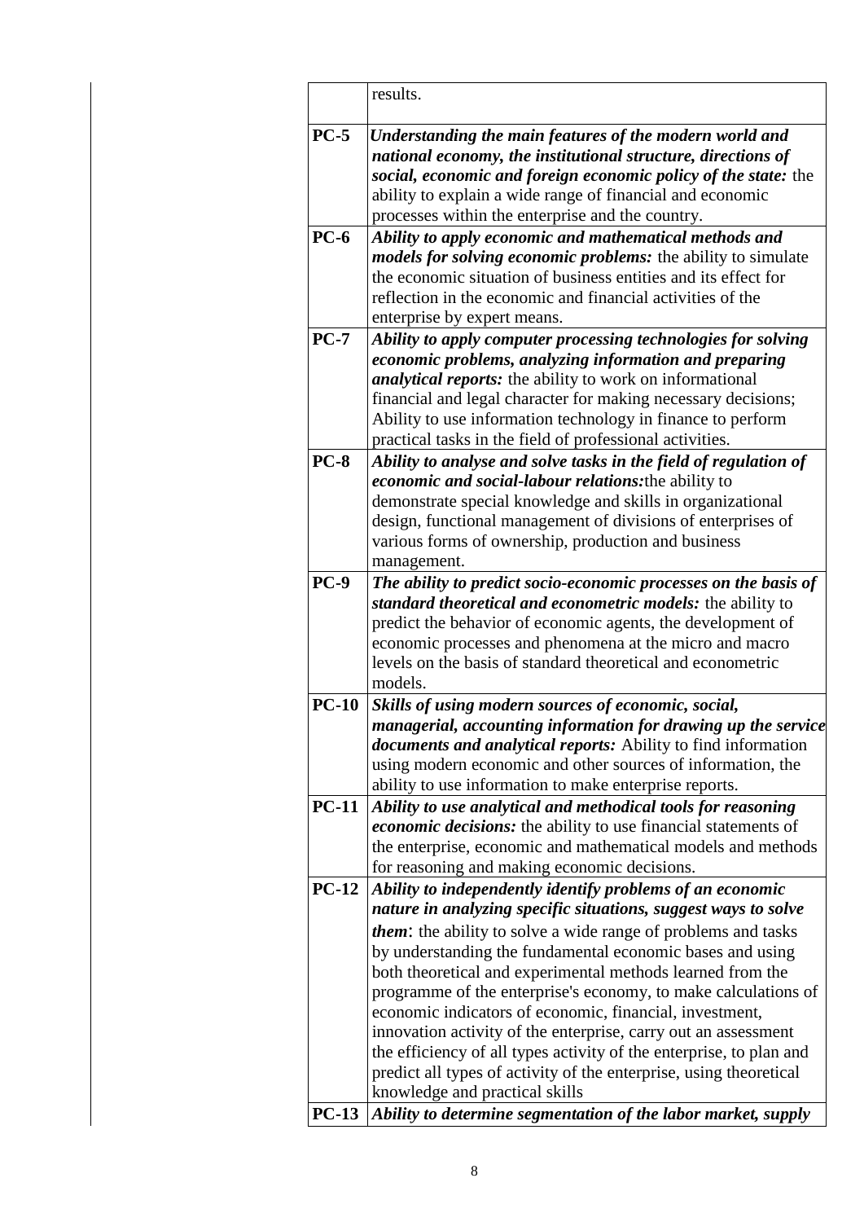|  |  |
|---|---|
|  | results. |
| **PC-5** | ***Understanding the main features of the modern world and national economy, the institutional structure, directions of social, economic and foreign economic policy of the state:*** the ability to explain a wide range of financial and economic processes within the enterprise and the country. |
| **PC-6** | ***Ability to apply economic and mathematical methods and models for solving economic problems:*** the ability to simulate the economic situation of business entities and its effect for reflection in the economic and financial activities of the enterprise by expert means. |
| **PC-7** | ***Ability to apply computer processing technologies for solving economic problems, analyzing information and preparing analytical reports:*** the ability to work on informational financial and legal character for making necessary decisions; Ability to use information technology in finance to perform practical tasks in the field of professional activities. |
| **PC-8** | ***Ability to analyse and solve tasks in the field of regulation of economic and social-labour relations:***the ability to demonstrate special knowledge and skills in organizational design, functional management of divisions of enterprises of various forms of ownership, production and business management. |
| **PC-9** | ***The ability to predict socio-economic processes on the basis of standard theoretical and econometric models:*** the ability to predict the behavior of economic agents, the development of economic processes and phenomena at the micro and macro levels on the basis of standard theoretical and econometric models. |
| **PC-10** | ***Skills of using modern sources of economic, social, managerial, accounting information for drawing up the service documents and analytical reports:*** Ability to find information using modern economic and other sources of information, the ability to use information to make enterprise reports. |
| **PC-11** | ***Ability to use analytical and methodical tools for reasoning economic decisions:*** the ability to use financial statements of the enterprise, economic and mathematical models and methods for reasoning and making economic decisions. |
| **PC-12** | ***Ability to independently identify problems of an economic nature in analyzing specific situations, suggest ways to solve them***: the ability to solve a wide range of problems and tasks by understanding the fundamental economic bases and using both theoretical and experimental methods learned from the programme of the enterprise's economy, to make calculations of economic indicators of economic, financial, investment, innovation activity of the enterprise, carry out an assessment the efficiency of all types activity of the enterprise, to plan and predict all types of activity of the enterprise, using theoretical knowledge and practical skills |
| **PC-13** | ***Ability to determine segmentation of the labor market, supply*** |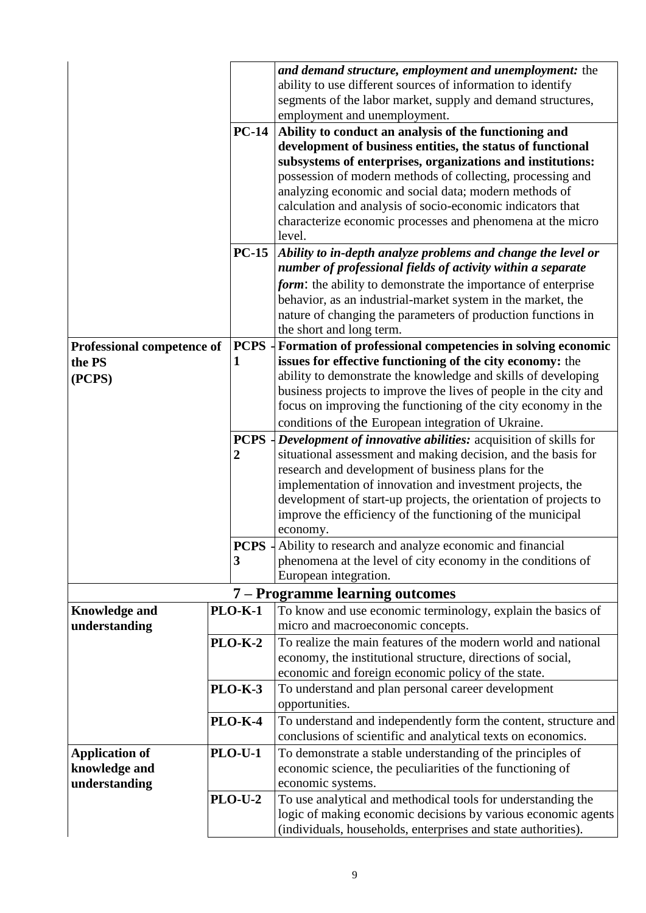| | | |
|---|---|---|
| | | ***and demand structure, employment and unemployment:*** the ability to use different sources of information to identify segments of the labor market, supply and demand structures, employment and unemployment. |
| | **PC-14** | **Ability to conduct an analysis of the functioning and development of business entities, the status of functional subsystems of enterprises, organizations and institutions:** possession of modern methods of collecting, processing and analyzing economic and social data; modern methods of calculation and analysis of socio-economic indicators that characterize economic processes and phenomena at the micro level. |
| | **PC-15** | ***Ability to in-depth analyze problems and change the level or number of professional fields of activity within a separate form***: the ability to demonstrate the importance of enterprise behavior, as an industrial-market system in the market, the nature of changing the parameters of production functions in the short and long term. |
| **Professional competence of the PS (PCPS)** | **PCPS - 1** | **Formation of professional competencies in solving economic issues for effective functioning of the city economy:** the ability to demonstrate the knowledge and skills of developing business projects to improve the lives of people in the city and focus on improving the functioning of the city economy in the conditions of the European integration of Ukraine. |
| | **PCPS - 2** | ***Development of innovative abilities:*** acquisition of skills for situational assessment and making decision, and the basis for research and development of business plans for the implementation of innovation and investment projects, the development of start-up projects, the orientation of projects to improve the efficiency of the functioning of the municipal economy. |
| | **PCPS - 3** | Ability to research and analyze economic and financial phenomena at the level of city economy in the conditions of European integration. |

## 7 – Programme learning outcomes

| | | |
|---|---|---|
| **Knowledge and understanding** | **PLO-K-1** | To know and use economic terminology, explain the basics of micro and macroeconomic concepts. |
| | **PLO-K-2** | To realize the main features of the modern world and national economy, the institutional structure, directions of social, economic and foreign economic policy of the state. |
| | **PLO-K-3** | To understand and plan personal career development opportunities. |
| | **PLO-K-4** | To understand and independently form the content, structure and conclusions of scientific and analytical texts on economics. |
| **Application of knowledge and understanding** | **PLO-U-1** | To demonstrate a stable understanding of the principles of economic science, the peculiarities of the functioning of economic systems. |
| | **PLO-U-2** | To use analytical and methodical tools for understanding the logic of making economic decisions by various economic agents (individuals, households, enterprises and state authorities). |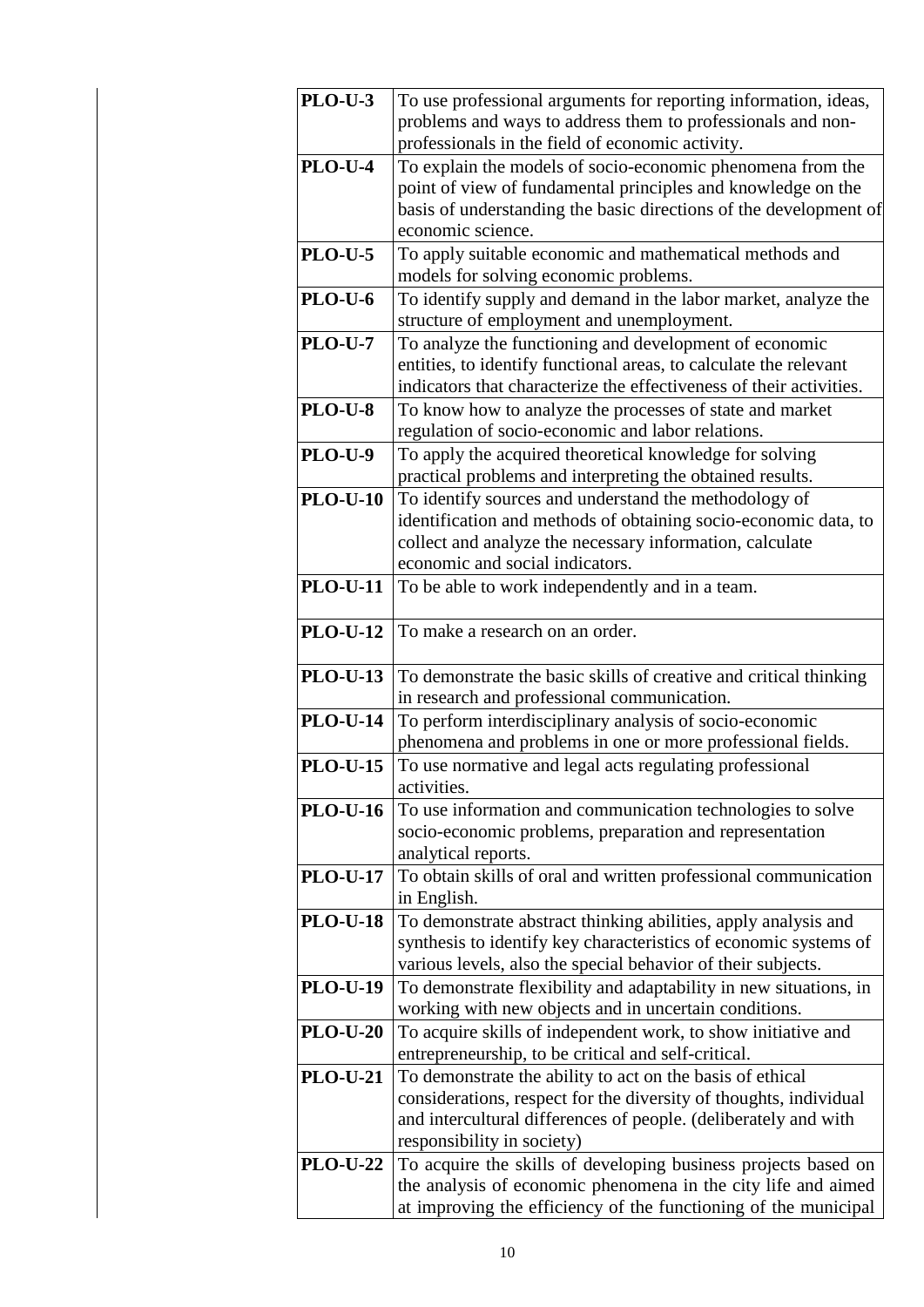| | |
|---|---|
| **PLO-U-3** | To use professional arguments for reporting information, ideas, problems and ways to address them to professionals and non-professionals in the field of economic activity. |
| **PLO-U-4** | To explain the models of socio-economic phenomena from the point of view of fundamental principles and knowledge on the basis of understanding the basic directions of the development of economic science. |
| **PLO-U-5** | To apply suitable economic and mathematical methods and models for solving economic problems. |
| **PLO-U-6** | To identify supply and demand in the labor market, analyze the structure of employment and unemployment. |
| **PLO-U-7** | To analyze the functioning and development of economic entities, to identify functional areas, to calculate the relevant indicators that characterize the effectiveness of their activities. |
| **PLO-U-8** | To know how to analyze the processes of state and market regulation of socio-economic and labor relations. |
| **PLO-U-9** | To apply the acquired theoretical knowledge for solving practical problems and interpreting the obtained results. |
| **PLO-U-10** | To identify sources and understand the methodology of identification and methods of obtaining socio-economic data, to collect and analyze the necessary information, calculate economic and social indicators. |
| **PLO-U-11** | To be able to work independently and in a team. |
| **PLO-U-12** | To make a research on an order. |
| **PLO-U-13** | To demonstrate the basic skills of creative and critical thinking in research and professional communication. |
| **PLO-U-14** | To perform interdisciplinary analysis of socio-economic phenomena and problems in one or more professional fields. |
| **PLO-U-15** | To use normative and legal acts regulating professional activities. |
| **PLO-U-16** | To use information and communication technologies to solve socio-economic problems, preparation and representation analytical reports. |
| **PLO-U-17** | To obtain skills of oral and written professional communication in English. |
| **PLO-U-18** | To demonstrate abstract thinking abilities, apply analysis and synthesis to identify key characteristics of economic systems of various levels, also the special behavior of their subjects. |
| **PLO-U-19** | To demonstrate flexibility and adaptability in new situations, in working with new objects and in uncertain conditions. |
| **PLO-U-20** | To acquire skills of independent work, to show initiative and entrepreneurship, to be critical and self-critical. |
| **PLO-U-21** | To demonstrate the ability to act on the basis of ethical considerations, respect for the diversity of thoughts, individual and intercultural differences of people. (deliberately and with responsibility in society) |
| **PLO-U-22** | To acquire the skills of developing business projects based on the analysis of economic phenomena in the city life and aimed at improving the efficiency of the functioning of the municipal |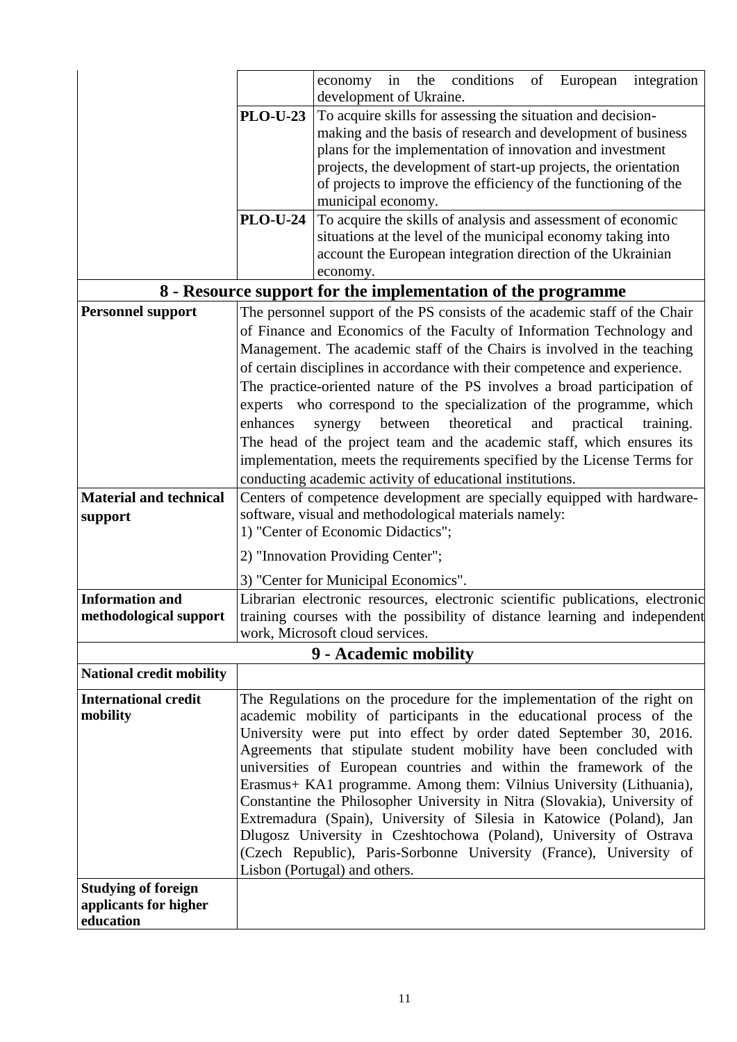| | | |
|---|---|---|
| | | economy in the conditions of European integration development of Ukraine. |
| | **PLO-U-23** | To acquire skills for assessing the situation and decision-making and the basis of research and development of business plans for the implementation of innovation and investment projects, the development of start-up projects, the orientation of projects to improve the efficiency of the functioning of the municipal economy. |
| | **PLO-U-24** | To acquire the skills of analysis and assessment of economic situations at the level of the municipal economy taking into account the European integration direction of the Ukrainian economy. |

## 8 - Resource support for the implementation of the programme

| | |
|---|---|
| **Personnel support** | The personnel support of the PS consists of the academic staff of the Chair of Finance and Economics of the Faculty of Information Technology and Management. The academic staff of the Chairs is involved in the teaching of certain disciplines in accordance with their competence and experience. The practice-oriented nature of the PS involves a broad participation of experts who correspond to the specialization of the programme, which enhances synergy between theoretical and practical training. The head of the project team and the academic staff, which ensures its implementation, meets the requirements specified by the License Terms for conducting academic activity of educational institutions. |
| **Material and technical support** | Centers of competence development are specially equipped with hardware-software, visual and methodological materials namely:<br>1) "Center of Economic Didactics";<br>2) "Innovation Providing Center";<br>3) "Center for Municipal Economics". |
| **Information and methodological support** | Librarian electronic resources, electronic scientific publications, electronic training courses with the possibility of distance learning and independent work, Microsoft cloud services. |

## 9 - Academic mobility

| | |
|---|---|
| **National credit mobility** | |
| **International credit mobility** | The Regulations on the procedure for the implementation of the right on academic mobility of participants in the educational process of the University were put into effect by order dated September 30, 2016. Agreements that stipulate student mobility have been concluded with universities of European countries and within the framework of the Erasmus+ KA1 programme. Among them: Vilnius University (Lithuania), Constantine the Philosopher University in Nitra (Slovakia), University of Extremadura (Spain), University of Silesia in Katowice (Poland), Jan Dlugosz University in Czeshtochowa (Poland), University of Ostrava (Czech Republic), Paris-Sorbonne University (France), University of Lisbon (Portugal) and others. |
| **Studying of foreign applicants for higher education** | |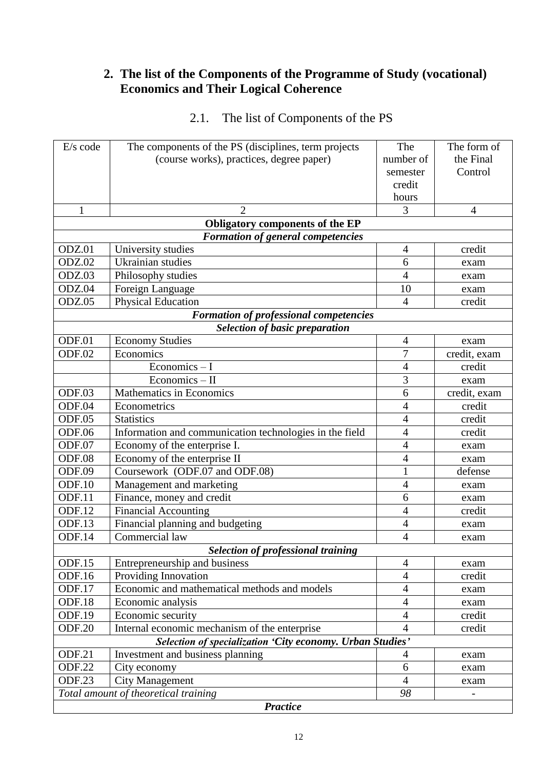## 2. The list of the Components of the Programme of Study (vocational) Economics and Their Logical Coherence

### 2.1. The list of Components of the PS

| E/s code | The components of the PS (disciplines, term projects (course works), practices, degree paper) | The number of semester credit hours | The form of the Final Control |
|---|---|---|---|
| 1 | 2 | 3 | 4 |
| **Obligatory components of the EP** | | | |
| ***Formation of general competencies*** | | | |
| ODZ.01 | University studies | 4 | credit |
| ODZ.02 | Ukrainian studies | 6 | exam |
| ODZ.03 | Philosophy studies | 4 | exam |
| ODZ.04 | Foreign Language | 10 | exam |
| ODZ.05 | Physical Education | 4 | credit |
| ***Formation of professional competencies*** | | | |
| ***Selection of basic preparation*** | | | |
| ODF.01 | Economy Studies | 4 | exam |
| ODF.02 | Economics | 7 | credit, exam |
| | Economics – I | 4 | credit |
| | Economics – II | 3 | exam |
| ODF.03 | Mathematics in Economics | 6 | credit, exam |
| ODF.04 | Econometrics | 4 | credit |
| ODF.05 | Statistics | 4 | credit |
| ODF.06 | Information and communication technologies in the field | 4 | credit |
| ODF.07 | Economy of the enterprise I. | 4 | exam |
| ODF.08 | Economy of the enterprise II | 4 | exam |
| ODF.09 | Coursework (ODF.07 and ODF.08) | 1 | defense |
| ODF.10 | Management and marketing | 4 | exam |
| ODF.11 | Finance, money and credit | 6 | exam |
| ODF.12 | Financial Accounting | 4 | credit |
| ODF.13 | Financial planning and budgeting | 4 | exam |
| ODF.14 | Commercial law | 4 | exam |
| ***Selection of professional training*** | | | |
| ODF.15 | Entrepreneurship and business | 4 | exam |
| ODF.16 | Providing Innovation | 4 | credit |
| ODF.17 | Economic and mathematical methods and models | 4 | exam |
| ODF.18 | Economic analysis | 4 | exam |
| ODF.19 | Economic security | 4 | credit |
| ODF.20 | Internal economic mechanism of the enterprise | 4 | credit |
| ***Selection of specialization 'City economy. Urban Studies'*** | | | |
| ODF.21 | Investment and business planning | 4 | exam |
| ODF.22 | City economy | 6 | exam |
| ODF.23 | City Management | 4 | exam |
| *Total amount of theoretical training* | | *98* | - |
| ***Practice*** | | | |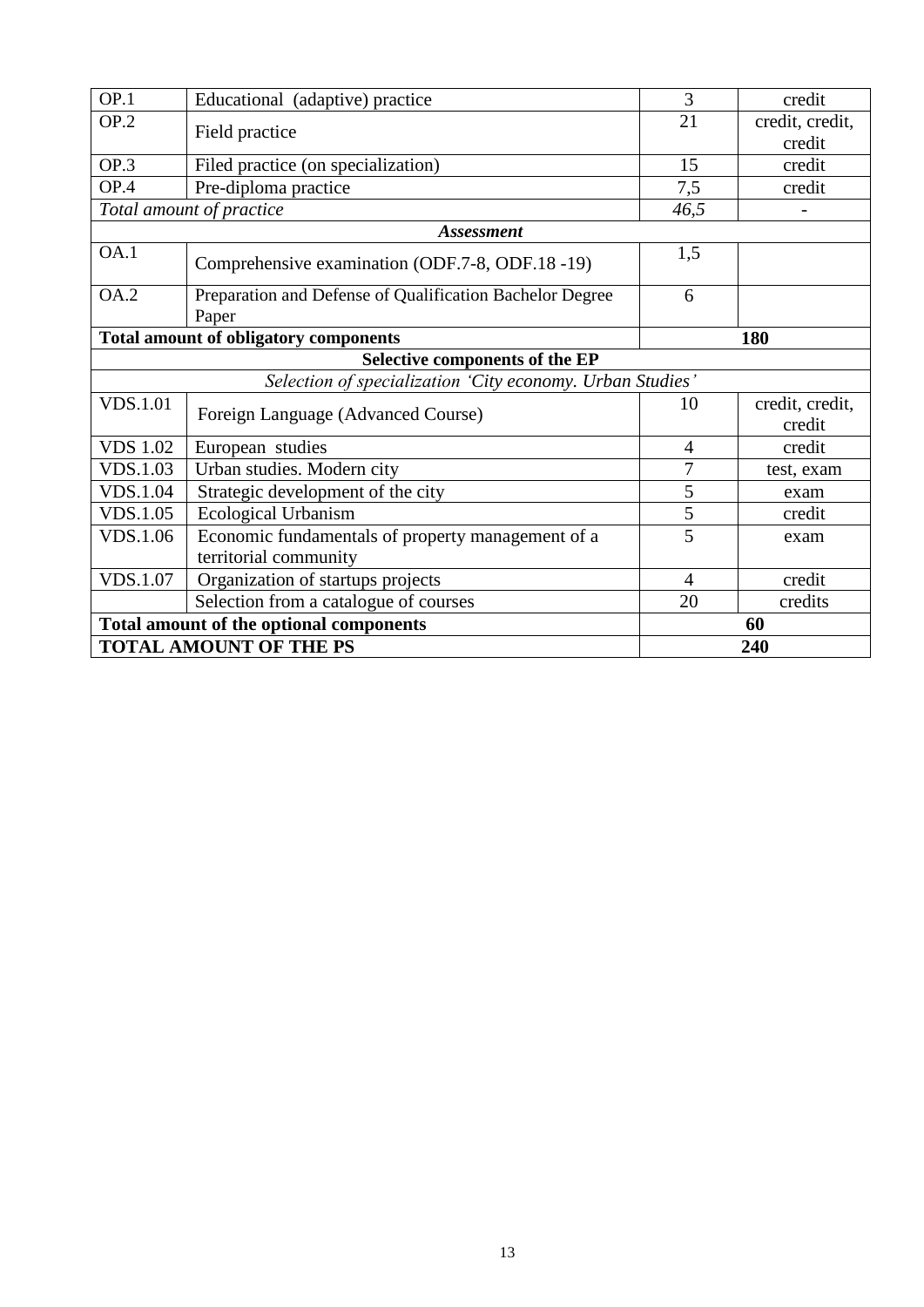| | | | |
|---|---|---|---|
| OP.1 | Educational (adaptive) practice | 3 | credit |
| OP.2 | Field practice | 21 | credit, credit, credit |
| OP.3 | Filed practice (on specialization) | 15 | credit |
| OP.4 | Pre-diploma practice | 7,5 | credit |
| *Total amount of practice* | | *46,5* | - |
| ***Assessment*** | | | |
| OA.1 | Comprehensive examination (ODF.7-8, ODF.18 -19) | 1,5 | |
| OA.2 | Preparation and Defense of Qualification Bachelor Degree Paper | 6 | |
| **Total amount of obligatory components** | | **180** | |
| **Selective components of the EP** | | | |
| *Selection of specialization 'City economy. Urban Studies'* | | | |
| VDS.1.01 | Foreign Language (Advanced Course) | 10 | credit, credit, credit |
| VDS 1.02 | European studies | 4 | credit |
| VDS.1.03 | Urban studies. Modern city | 7 | test, exam |
| VDS.1.04 | Strategic development of the city | 5 | exam |
| VDS.1.05 | Ecological Urbanism | 5 | credit |
| VDS.1.06 | Economic fundamentals of property management of a territorial community | 5 | exam |
| VDS.1.07 | Organization of startups projects | 4 | credit |
| | Selection from a catalogue of courses | 20 | credits |
| **Total amount of the optional components** | | **60** | |
| **TOTAL AMOUNT OF THE PS** | | **240** | |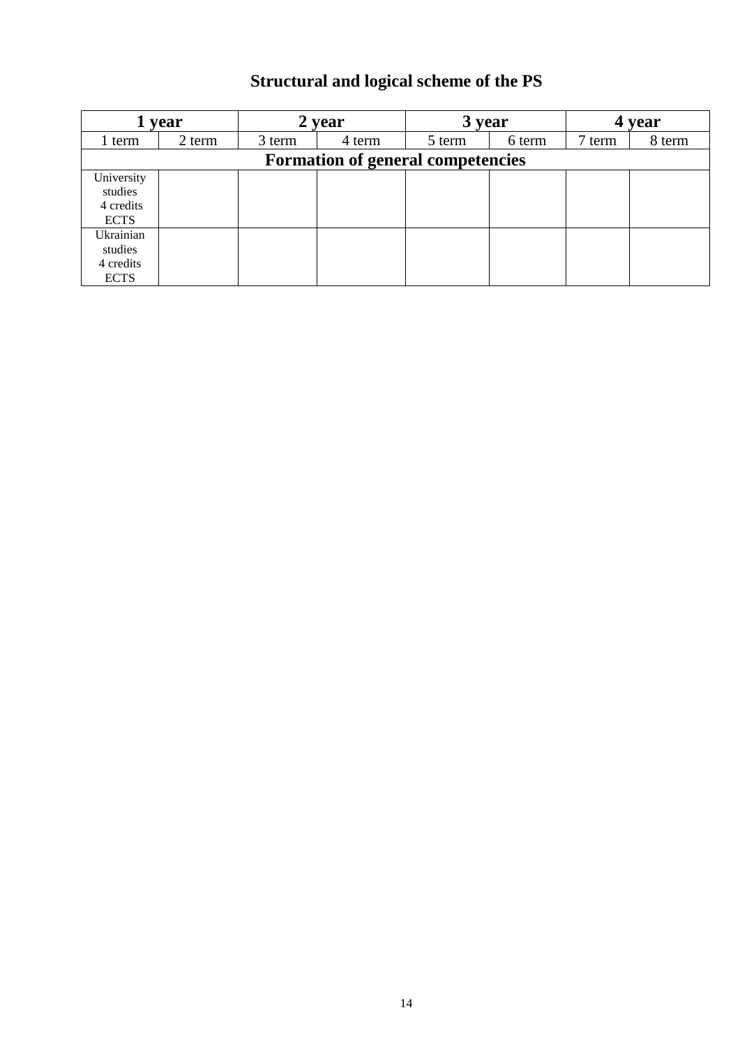## Structural and logical scheme of the PS

| 1 year | | 2 year | | 3 year | | 4 year | |
|---|---|---|---|---|---|---|---|
| 1 term | 2 term | 3 term | 4 term | 5 term | 6 term | 7 term | 8 term |
| **Formation of general competencies** | | | | | | | |
| University studies 4 credits ECTS | | | | | | | |
| Ukrainian studies 4 credits ECTS | | | | | | | |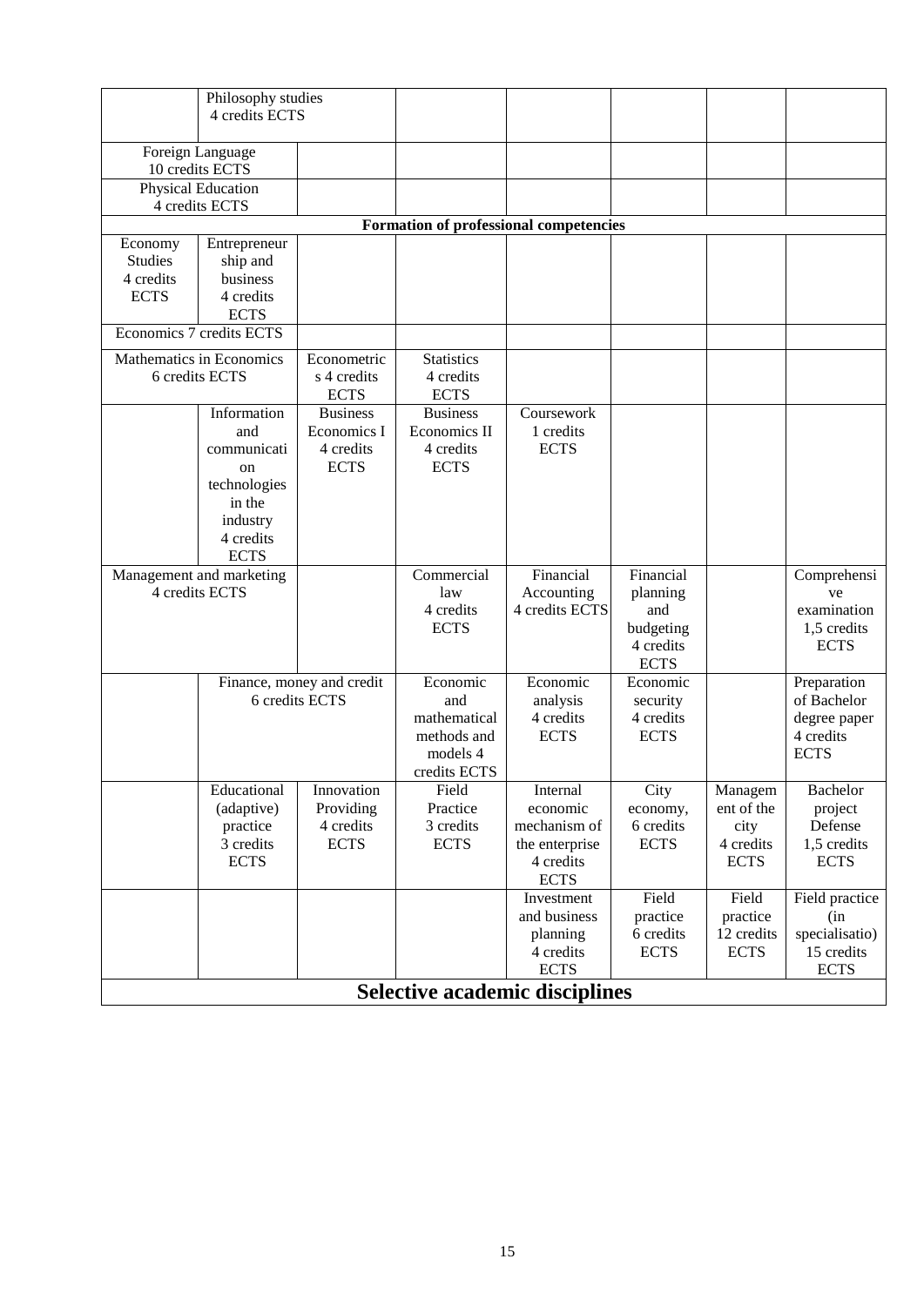| | | | | | | | |
|---|---|---|---|---|---|---|---|
| | Philosophy studies 4 credits ECTS | | | | | | |
| Foreign Language 10 credits ECTS | | | | | | | |
| Physical Education 4 credits ECTS | | | | | | | |
| **Formation of professional competencies** | | | | | | | |
| Economy Studies 4 credits ECTS | Entrepreneurship and business 4 credits ECTS | | | | | | |
| Economics 7 credits ECTS | | | | | | | |
| Mathematics in Economics 6 credits ECTS | | Econometrics 4 credits ECTS | Statistics 4 credits ECTS | | | | |
| | Information and communication technologies in the industry 4 credits ECTS | Business Economics I 4 credits ECTS | Business Economics II 4 credits ECTS | Coursework 1 credits ECTS | | | |
| Management and marketing 4 credits ECTS | | | Commercial law 4 credits ECTS | Financial Accounting 4 credits ECTS | Financial planning and budgeting 4 credits ECTS | | Comprehensive examination 1,5 credits ECTS |
| | Finance, money and credit 6 credits ECTS | | Economic and mathematical methods and models 4 credits ECTS | Economic analysis 4 credits ECTS | Economic security 4 credits ECTS | | Preparation of Bachelor degree paper 4 credits ECTS |
| | Educational (adaptive) practice 3 credits ECTS | Innovation Providing 4 credits ECTS | Field Practice 3 credits ECTS | Internal economic mechanism of the enterprise 4 credits ECTS | City economy, 6 credits ECTS | Management of the city 4 credits ECTS | Bachelor project Defense 1,5 credits ECTS |
| | | | | Investment and business planning 4 credits ECTS | Field practice 6 credits ECTS | Field practice 12 credits ECTS | Field practice (in specialisatio) 15 credits ECTS |
| **Selective academic disciplines** | | | | | | | |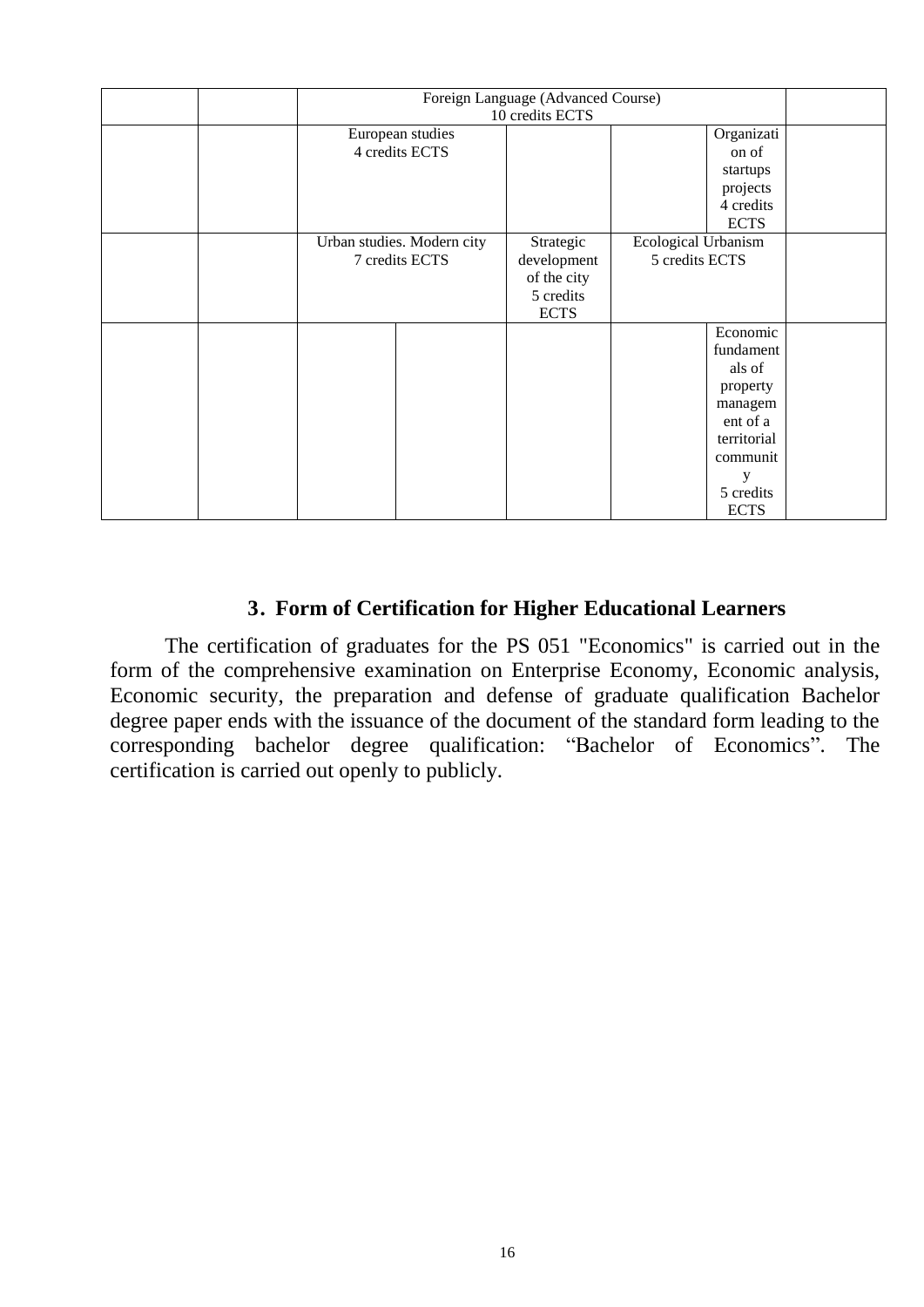| | | Foreign Language (Advanced Course) 10 credits ECTS | | | | | |
|---|---|---|---|---|---|---|---|
| | | European studies 4 credits ECTS | | | | Organization of startups projects 4 credits ECTS | |
| | | Urban studies. Modern city 7 credits ECTS | | Strategic development of the city 5 credits ECTS | Ecological Urbanism 5 credits ECTS | | |
| | | | | | | Economic fundamentals of property management of a territorial community 5 credits ECTS | |

## 3. Form of Certification for Higher Educational Learners

The certification of graduates for the PS 051 "Economics" is carried out in the form of the comprehensive examination on Enterprise Economy, Economic analysis, Economic security, the preparation and defense of graduate qualification Bachelor degree paper ends with the issuance of the document of the standard form leading to the corresponding bachelor degree qualification: "Bachelor of Economics". The certification is carried out openly to publicly.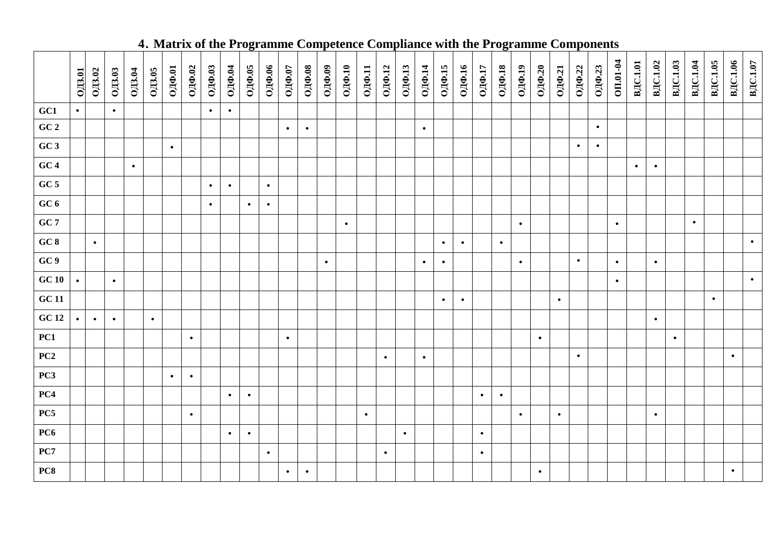## 4. Matrix of the Programme Competence Compliance with the Programme Components

| | ОДЗ.01 | ОДЗ.02 | ОДЗ.03 | ОДЗ.04 | ОДЗ.05 | ОДФ.01 | ОДФ.02 | ОДФ.03 | ОДФ.04 | ОДФ.05 | ОДФ.06 | ОДФ.07 | ОДФ.08 | ОДФ.09 | ОДФ.10 | ОДФ.11 | ОДФ.12 | ОДФ.13 | ОДФ.14 | ОДФ.15 | ОДФ.16 | ОДФ.17 | ОДФ.18 | ОДФ.19 | ОДФ.20 | ОДФ.21 | ОДФ.22 | ОДФ.23 | ОП.01-04 | ВДС.1.01 | ВДС.1.02 | ВДС.1.03 | ВДС.1.04 | ВДС.1.05 | ВДС.1.06 | ВДС.1.07 |
|---|---|---|---|---|---|---|---|---|---|---|---|---|---|---|---|---|---|---|---|---|---|---|---|---|---|---|---|---|---|---|---|---|---|---|---|---|
| **GC1** | • | | • | | | | | • | • | | | | | | | | | | | | | | | | | | | | | | | | | | | |
| **GC 2** | | | | | | | | | | | | • | • | | | | | | • | | | | | | | | | • | | | | | | | | |
| **GC 3** | | | | | | • | | | | | | | | | | | | | | | | | | | | | • | • | | | | | | | | |
| **GC 4** | | | | • | | | | | | | | | | | | | | | | | | | | | | | | | | • | • | | | | | |
| **GC 5** | | | | | | | | • | • | | • | | | | | | | | | | | | | | | | | | | | | | | | | |
| **GC 6** | | | | | | | | • | | • | • | | | | | | | | | | | | | | | | | | | | | | | | | |
| **GC 7** | | | | | | | | | | | | | | | • | | | | | | | | | • | | | | | • | | | | • | | | |
| **GC 8** | | • | | | | | | | | | | | | | | | | | | • | • | | • | | | | | | | | | | | | | • |
| **GC 9** | | | | | | | | | | | | | | • | | | | | • | • | | | | • | | | • | | • | | • | | | | | |
| **GC 10** | • | | • | | | | | | | | | | | | | | | | | | | | | | | | | | • | | | | | | | • |
| **GC 11** | | | | | | | | | | | | | | | | | | | | • | • | | | | | • | | | | | | | | • | | |
| **GC 12** | • | • | • | | • | | | | | | | | | | | | | | | | | | | | | | | | | | • | | | | | |
| **PC1** | | | | | | | • | | | | | • | | | | | | | | | | | | | • | | | | | | | • | | | | |
| **PC2** | | | | | | | | | | | | | | | | | • | | • | | | | | | | | • | | | | | | | | • | |
| **PC3** | | | | | | • | • | | | | | | | | | | | | | | | | | | | | | | | | | | | | | |
| **PC4** | | | | | | | | | • | • | | | | | | | | | | | | • | • | | | | | | | | | | | | | |
| **PC5** | | | | | | | • | | | | | | | | | • | | | | | | | | • | | • | | | | | • | | | | | |
| **PC6** | | | | | | | | | • | • | | | | | | | | • | | | | • | | | | | | | | | | | | | | |
| **PC7** | | | | | | | | | | | • | | | | | | • | | | | | • | | | | | | | | | | | | | | |
| **PC8** | | | | | | | | | | | | • | • | | | | | | | | | | | | • | | | | | | | | | | • | |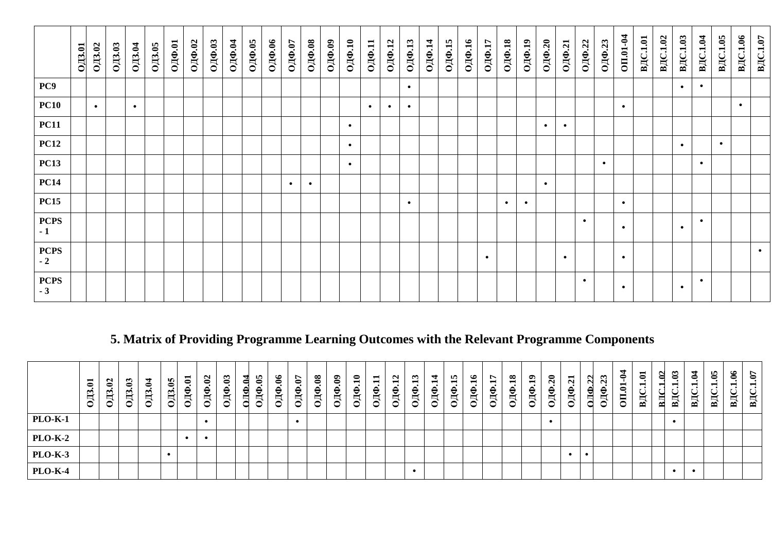| | ОДЗ.01 | ОДЗ.02 | ОДЗ.03 | ОДЗ.04 | ОДЗ.05 | ОДФ.01 | ОДФ.02 | ОДФ.03 | ОДФ.04 | ОДФ.05 | ОДФ.06 | ОДФ.07 | ОДФ.08 | ОДФ.09 | ОДФ.10 | ОДФ.11 | ОДФ.12 | ОДФ.13 | ОДФ.14 | ОДФ.15 | ОДФ.16 | ОДФ.17 | ОДФ.18 | ОДФ.19 | ОДФ.20 | ОДФ.21 | ОДФ.22 | ОДФ.23 | ОП.01-04 | ВДС.1.01 | ВДС.1.02 | ВДС.1.03 | ВДС.1.04 | ВДС.1.05 | ВДС.1.06 | ВДС.1.07 |
|---|---|---|---|---|---|---|---|---|---|---|---|---|---|---|---|---|---|---|---|---|---|---|---|---|---|---|---|---|---|---|---|---|---|---|---|---|
| **PC9** | | | | | | | | | | | | | | | | | | • | | | | | | | | | | | | | | • | • | | | |
| **PC10** | | • | | • | | | | | | | | | | | | • | • | • | | | | | | | | | | | • | | | | | | • | |
| **PC11** | | | | | | | | | | | | | | | • | | | | | | | | | | • | • | | | | | | | | | | |
| **PC12** | | | | | | | | | | | | | | | • | | | | | | | | | | | | | | | | | • | | • | | |
| **PC13** | | | | | | | | | | | | | | | • | | | | | | | | | | | | | • | | | | | • | | | |
| **PC14** | | | | | | | | | | | | • | • | | | | | | | | | | | | • | | | | | | | | | | | |
| **PC15** | | | | | | | | | | | | | | | | | | • | | | | | • | • | | | | | • | | | | | | | |
| **PCPS - 1** | | | | | | | | | | | | | | | | | | | | | | | | | | | • | | • | | | • | • | | | |
| **PCPS - 2** | | | | | | | | | | | | | | | | | | | | | | • | | | | • | | | • | | | | | | | • |
| **PCPS - 3** | | | | | | | | | | | | | | | | | | | | | | | | | | | • | | • | | | • | • | | | |

## 5. Matrix of Providing Programme Learning Outcomes with the Relevant Programme Components

| | ОДЗ.01 | ОДЗ.02 | ОДЗ.03 | ОДЗ.04 | ОДЗ.05 | ОДФ.01 | ОДФ.02 | ОДФ.03 | ОДФ.04 | ОДФ.05 | ОДФ.06 | ОДФ.07 | ОДФ.08 | ОДФ.09 | ОДФ.10 | ОДФ.11 | ОДФ.12 | ОДФ.13 | ОДФ.14 | ОДФ.15 | ОДФ.16 | ОДФ.17 | ОДФ.18 | ОДФ.19 | ОДФ.20 | ОДФ.21 | ОДФ.22 | ОДФ.23 | ОП.01-04 | ВДС.1.01 | ВДС.1.02 | ВДС.1.03 | ВДС.1.04 | ВДС.1.05 | ВДС.1.06 | ВДС.1.07 |
|---|---|---|---|---|---|---|---|---|---|---|---|---|---|---|---|---|---|---|---|---|---|---|---|---|---|---|---|---|---|---|---|---|---|---|---|---|
| **PLO-K-1** | | | | | | | • | | | | | • | | | | | | | | | | | | | • | | | | | | | • | | | | |
| **PLO-K-2** | | | | | | • | • | | | | | | | | | | | | | | | | | | | | | | | | | | | | | |
| **PLO-K-3** | | | | | • | | | | | | | | | | | | | | | | | | | | | • | • | | | | | | | | | |
| **PLO-K-4** | | | | | | | | | | | | | | | | | | • | | | | | | | | | | | | | | • | • | | | |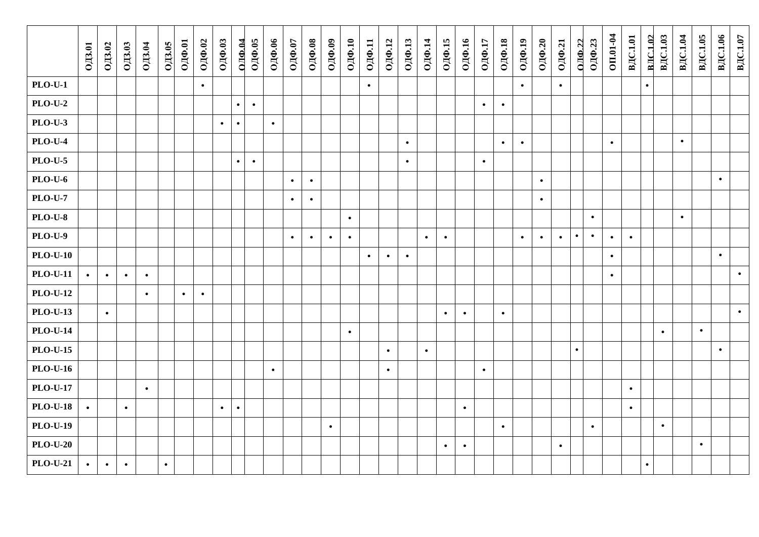| | ОДЗ.01 | ОДЗ.02 | ОДЗ.03 | ОДЗ.04 | ОДЗ.05 | ОДФ.01 | ОДФ.02 | ОДФ.03 | ОДФ.04 | ОДФ.05 | ОДФ.06 | ОДФ.07 | ОДФ.08 | ОДФ.09 | ОДФ.10 | ОДФ.11 | ОДФ.12 | ОДФ.13 | ОДФ.14 | ОДФ.15 | ОДФ.16 | ОДФ.17 | ОДФ.18 | ОДФ.19 | ОДФ.20 | ОДФ.21 | ОДФ.22 | ОДФ.23 | ОП.01-04 | ВДС.1.01 | ВДС.1.02 | ВДС.1.03 | ВДС.1.04 | ВДС.1.05 | ВДС.1.06 | ВДС.1.07 |
|---|---|---|---|---|---|---|---|---|---|---|---|---|---|---|---|---|---|---|---|---|---|---|---|---|---|---|---|---|---|---|---|---|---|---|---|---|
| **PLO-U-1** | | | | | | | • | | | | | | | | | • | | | | | | | | • | | • | | | | | • | | | | | |
| **PLO-U-2** | | | | | | | | | • | • | | | | | | | | | | | | • | • | | | | | | | | | | | | | |
| **PLO-U-3** | | | | | | | | • | • | | • | | | | | | | | | | | | | | | | | | | | | | | | | |
| **PLO-U-4** | | | | | | | | | | | | | | | | | | • | | | | | • | • | | | | | • | | | | • | | | |
| **PLO-U-5** | | | | | | | | | • | • | | | | | | | | • | | | | • | | | | | | | | | | | | | | |
| **PLO-U-6** | | | | | | | | | | | | • | • | | | | | | | | | | | | • | | | | | | | | | | • | |
| **PLO-U-7** | | | | | | | | | | | | • | • | | | | | | | | | | | | • | | | | | | | | | | | |
| **PLO-U-8** | | | | | | | | | | | | | | | • | | | | | | | | | | | | | • | | | | | • | | | |
| **PLO-U-9** | | | | | | | | | | | | • | • | • | • | | | | • | • | | | | • | • | • | • | • | • | • | | | | | | |
| **PLO-U-10** | | | | | | | | | | | | | | | | • | • | • | | | | | | | | | | | • | | | | | | • | |
| **PLO-U-11** | • | • | • | • | | | | | | | | | | | | | | | | | | | | | | | | | • | | | | | | | • |
| **PLO-U-12** | | | | • | | • | • | | | | | | | | | | | | | | | | | | | | | | | | | | | | | |
| **PLO-U-13** | | • | | | | | | | | | | | | | | | | | | • | • | | • | | | | | | | | | | | | | • |
| **PLO-U-14** | | | | | | | | | | | | | | | • | | | | | | | | | | | | | | | | | • | | • | | |
| **PLO-U-15** | | | | | | | | | | | | | | | | | • | | • | | | | | | | | • | | | | | | | | • | |
| **PLO-U-16** | | | | | | | | | | | • | | | | | | • | | | | | • | | | | | | | | | | | | | | |
| **PLO-U-17** | | | | • | | | | | | | | | | | | | | | | | | | | | | | | | | • | | | | | | |
| **PLO-U-18** | • | | • | | | | | • | • | | | | | | | | | | | | • | | | | | | | | | • | | | | | | |
| **PLO-U-19** | | | | | | | | | | | | | | • | | | | | | | | | • | | | | | • | | | | • | | | | |
| **PLO-U-20** | | | | | | | | | | | | | | | | | | | | • | • | | | | | • | | | | | | | | • | | |
| **PLO-U-21** | • | • | • | | • | | | | | | | | | | | | | | | | | | | | | | | | | | • | | | | | |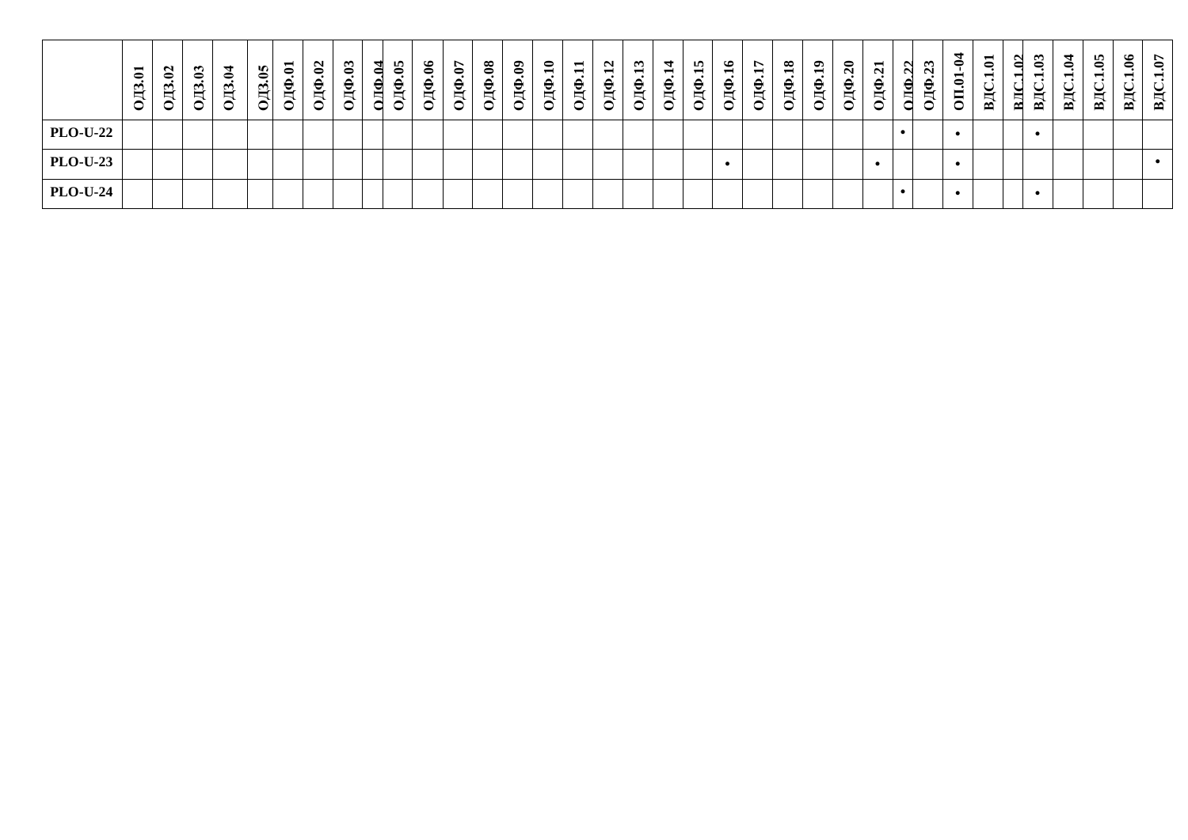| | ОДЗ.01 | ОДЗ.02 | ОДЗ.03 | ОДЗ.04 | ОДЗ.05 | ОДФ.01 | ОДФ.02 | ОДФ.03 | ОДФ.04 | ОДФ.05 | ОДФ.06 | ОДФ.07 | ОДФ.08 | ОДФ.09 | ОДФ.10 | ОДФ.11 | ОДФ.12 | ОДФ.13 | ОДФ.14 | ОДФ.15 | ОДФ.16 | ОДФ.17 | ОДФ.18 | ОДФ.19 | ОДФ.20 | ОДФ.21 | ОДФ.22 | ОДФ.23 | ОП.01-04 | ВДС.1.01 | ВДС.1.02 | ВДС.1.03 | ВДС.1.04 | ВДС.1.05 | ВДС.1.06 | ВДС.1.07 |
|---|---|---|---|---|---|---|---|---|---|---|---|---|---|---|---|---|---|---|---|---|---|---|---|---|---|---|---|---|---|---|---|---|---|---|---|---|
| **PLO-U-22** | | | | | | | | | | | | | | | | | | | | | | | | | | | • | | • | | | • | | | | |
| **PLO-U-23** | | | | | | | | | | | | | | | | | | | | | • | | | | | • | | | • | | | | | | | • |
| **PLO-U-24** | | | | | | | | | | | | | | | | | | | | | | | | | | | • | | • | | | • | | | | |